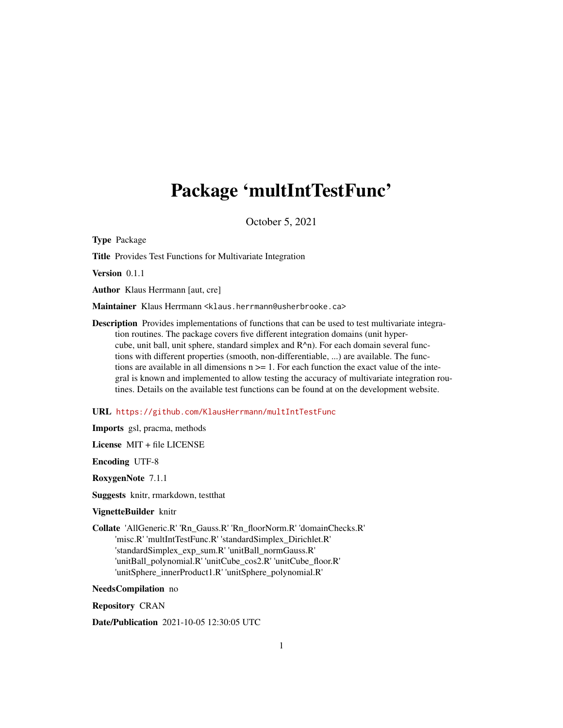# Package 'multIntTestFunc'

October 5, 2021

**Type** Package

**Title** Provides Test Functions for Multivariate Integration

**Version** 0.1.1

**Author** Klaus Herrmann [aut, cre]

**Maintainer** Klaus Herrmann <klaus.herrmann@usherbrooke.ca>

**Description** Provides implementations of functions that can be used to test multivariate integration routines. The package covers five different integration domains (unit hypercube, unit ball, unit sphere, standard simplex and R^n). For each domain several functions with different properties (smooth, non-differentiable, ...) are available. The functions are available in all dimensions n >= 1. For each function the exact value of the integral is known and implemented to allow testing the accuracy of multivariate integration routines. Details on the available test functions can be found at on the development website.

**URL** https://github.com/KlausHerrmann/multIntTestFunc

**Imports** gsl, pracma, methods

**License** MIT + file LICENSE

**Encoding** UTF-8

**RoxygenNote** 7.1.1

**Suggests** knitr, rmarkdown, testthat

**VignetteBuilder** knitr

**Collate** 'AllGeneric.R' 'Rn_Gauss.R' 'Rn_floorNorm.R' 'domainChecks.R' 'misc.R' 'multIntTestFunc.R' 'standardSimplex_Dirichlet.R' 'standardSimplex_exp_sum.R' 'unitBall_normGauss.R' 'unitBall_polynomial.R' 'unitCube_cos2.R' 'unitCube_floor.R' 'unitSphere_innerProduct1.R' 'unitSphere_polynomial.R'

**NeedsCompilation** no

**Repository** CRAN

**Date/Publication** 2021-10-05 12:30:05 UTC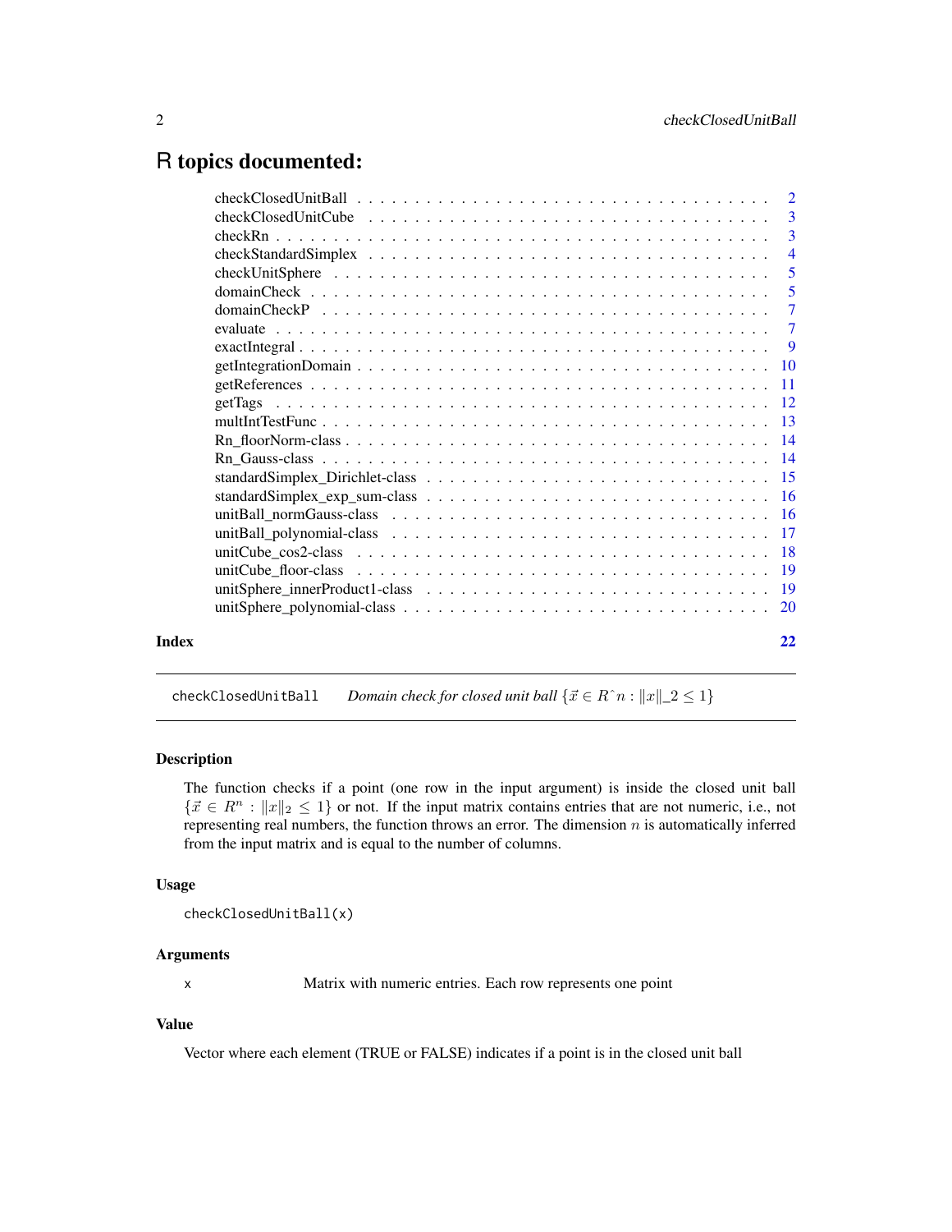## R topics documented:

| | |
|---|---|
| checkClosedUnitBall | 2 |
| checkClosedUnitCube | 3 |
| checkRn | 3 |
| checkStandardSimplex | 4 |
| checkUnitSphere | 5 |
| domainCheck | 5 |
| domainCheckP | 7 |
| evaluate | 7 |
| exactIntegral | 9 |
| getIntegrationDomain | 10 |
| getReferences | 11 |
| getTags | 12 |
| multIntTestFunc | 13 |
| Rn_floorNorm-class | 14 |
| Rn_Gauss-class | 14 |
| standardSimplex_Dirichlet-class | 15 |
| standardSimplex_exp_sum-class | 16 |
| unitBall_normGauss-class | 16 |
| unitBall_polynomial-class | 17 |
| unitCube_cos2-class | 18 |
| unitCube_floor-class | 19 |
| unitSphere_innerProduct1-class | 19 |
| unitSphere_polynomial-class | 20 |

**Index** 22

---

`checkClosedUnitBall` *Domain check for closed unit ball* $\{\vec{x} \in R\hat{\ }n : \|x\|\_2 \leq 1\}$

---

### Description

The function checks if a point (one row in the input argument) is inside the closed unit ball $\{\vec{x} \in R^n : \|x\|_2 \leq 1\}$ or not. If the input matrix contains entries that are not numeric, i.e., not representing real numbers, the function throws an error. The dimension $n$ is automatically inferred from the input matrix and is equal to the number of columns.

### Usage

```
checkClosedUnitBall(x)
```

### Arguments

x Matrix with numeric entries. Each row represents one point

### Value

Vector where each element (TRUE or FALSE) indicates if a point is in the closed unit ball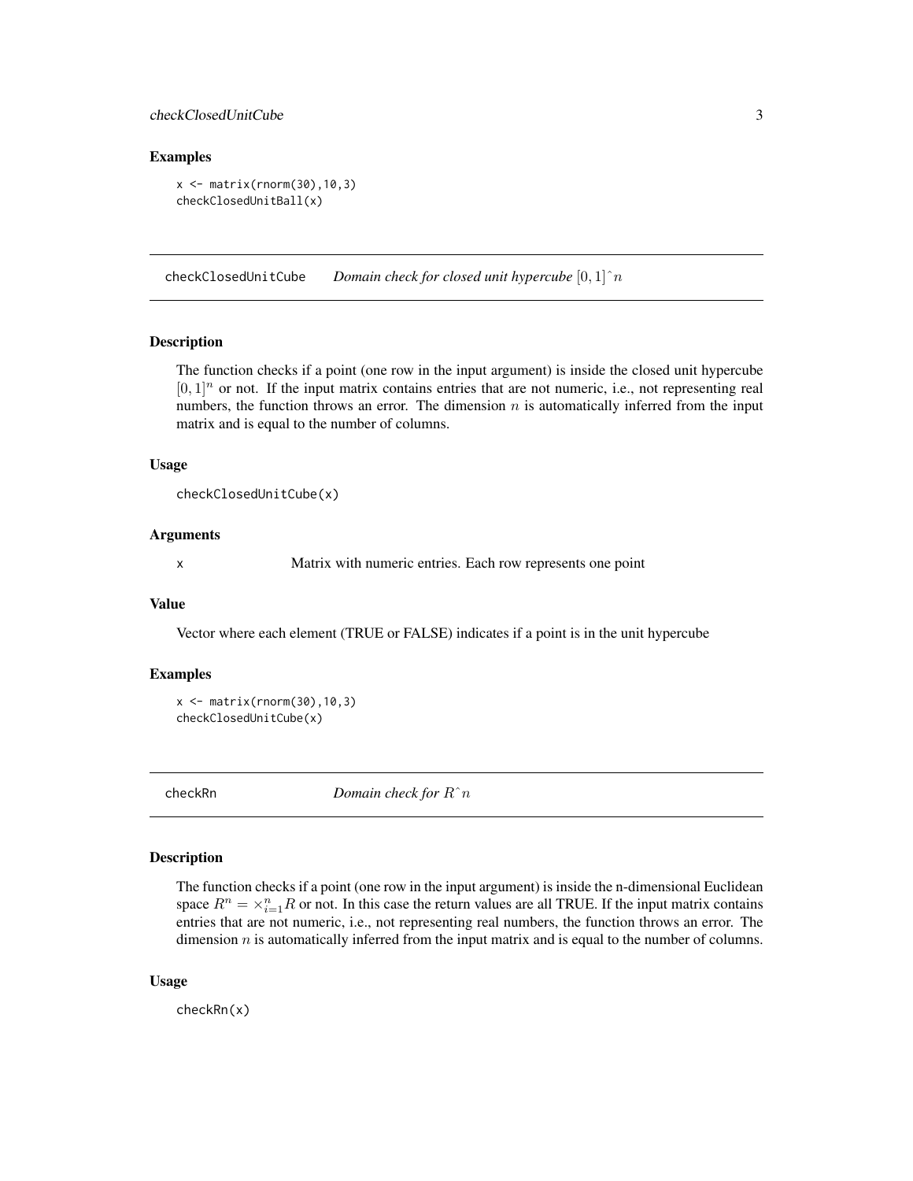## Examples

```
x <- matrix(rnorm(30),10,3)
checkClosedUnitBall(x)
```

---

## checkClosedUnitCube — *Domain check for closed unit hypercube* $[0,1]\hat{}n$

### Description

The function checks if a point (one row in the input argument) is inside the closed unit hypercube $[0,1]^n$ or not. If the input matrix contains entries that are not numeric, i.e., not representing real numbers, the function throws an error. The dimension $n$ is automatically inferred from the input matrix and is equal to the number of columns.

### Usage

```
checkClosedUnitCube(x)
```

### Arguments

| | |
|---|---|
| x | Matrix with numeric entries. Each row represents one point |

### Value

Vector where each element (TRUE or FALSE) indicates if a point is in the unit hypercube

### Examples

```
x <- matrix(rnorm(30),10,3)
checkClosedUnitCube(x)
```

---

## checkRn — *Domain check for* $R\hat{}n$

### Description

The function checks if a point (one row in the input argument) is inside the n-dimensional Euclidean space $R^n = \times_{i=1}^n R$ or not. In this case the return values are all TRUE. If the input matrix contains entries that are not numeric, i.e., not representing real numbers, the function throws an error. The dimension $n$ is automatically inferred from the input matrix and is equal to the number of columns.

### Usage

```
checkRn(x)
```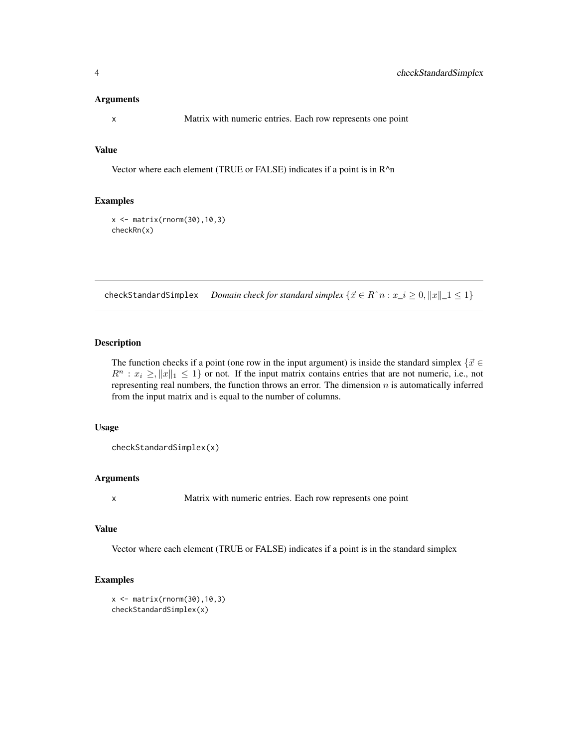### Arguments

x Matrix with numeric entries. Each row represents one point

### Value

Vector where each element (TRUE or FALSE) indicates if a point is in R^n

### Examples

```
x <- matrix(rnorm(30),10,3)
checkRn(x)
```

---

## checkStandardSimplex *Domain check for standard simplex* $\{\vec{x} \in R\hat{}n : x\_i \geq 0, \|x\|\_1 \leq 1\}$

### Description

The function checks if a point (one row in the input argument) is inside the standard simplex $\{\vec{x} \in R^n : x_i \geq, \|x\|_1 \leq 1\}$ or not. If the input matrix contains entries that are not numeric, i.e., not representing real numbers, the function throws an error. The dimension $n$ is automatically inferred from the input matrix and is equal to the number of columns.

### Usage

```
checkStandardSimplex(x)
```

### Arguments

x Matrix with numeric entries. Each row represents one point

### Value

Vector where each element (TRUE or FALSE) indicates if a point is in the standard simplex

### Examples

```
x <- matrix(rnorm(30),10,3)
checkStandardSimplex(x)
```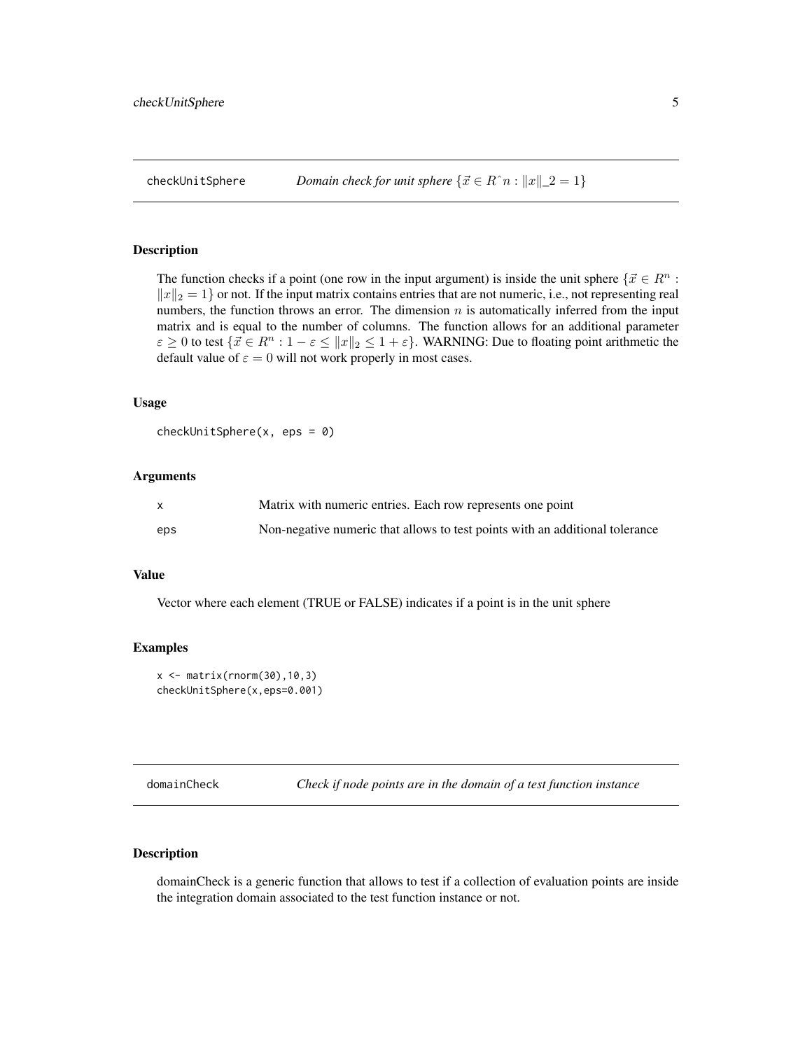## checkUnitSphere — *Domain check for unit sphere* $\{\vec{x} \in R\hat{}n : \|x\|\_2 = 1\}$

### Description

The function checks if a point (one row in the input argument) is inside the unit sphere $\{\vec{x} \in R^n : \|x\|_2 = 1\}$ or not. If the input matrix contains entries that are not numeric, i.e., not representing real numbers, the function throws an error. The dimension $n$ is automatically inferred from the input matrix and is equal to the number of columns. The function allows for an additional parameter $\varepsilon \geq 0$ to test $\{\vec{x} \in R^n : 1 - \varepsilon \leq \|x\|_2 \leq 1 + \varepsilon\}$. WARNING: Due to floating point arithmetic the default value of $\varepsilon = 0$ will not work properly in most cases.

### Usage

```
checkUnitSphere(x, eps = 0)
```

### Arguments

| | |
|---|---|
| x | Matrix with numeric entries. Each row represents one point |
| eps | Non-negative numeric that allows to test points with an additional tolerance |

### Value

Vector where each element (TRUE or FALSE) indicates if a point is in the unit sphere

### Examples

```
x <- matrix(rnorm(30),10,3)
checkUnitSphere(x,eps=0.001)
```

## domainCheck — *Check if node points are in the domain of a test function instance*

### Description

domainCheck is a generic function that allows to test if a collection of evaluation points are inside the integration domain associated to the test function instance or not.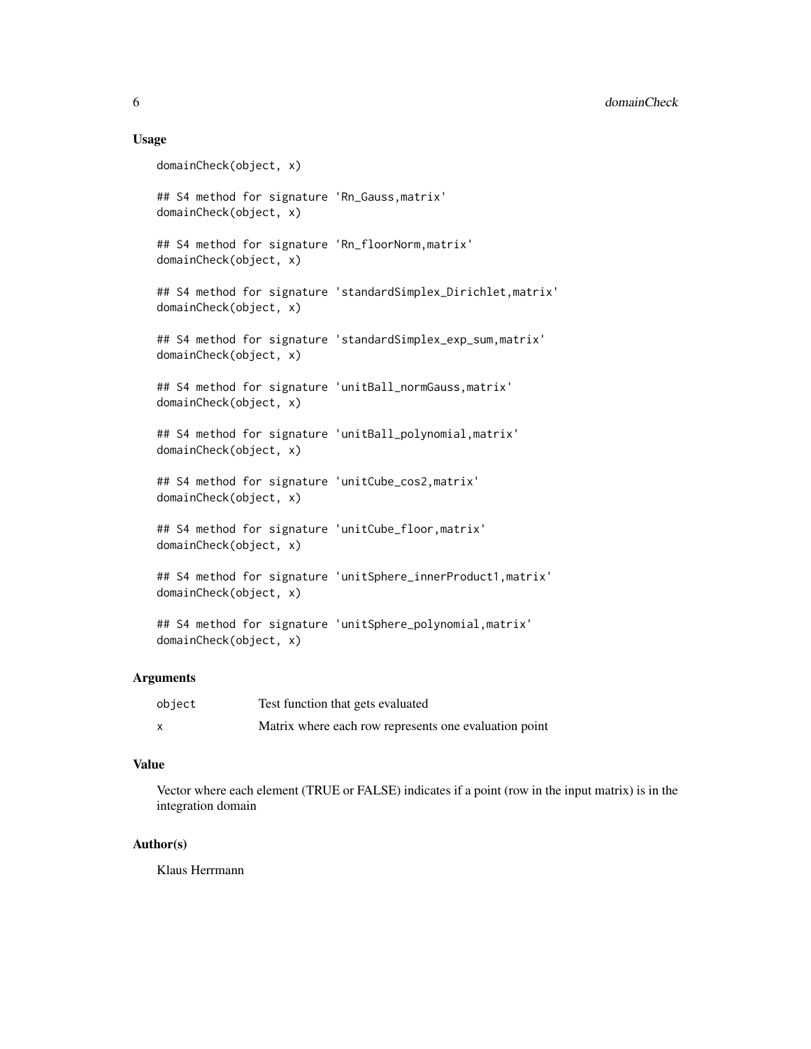## Usage

```
domainCheck(object, x)

## S4 method for signature 'Rn_Gauss,matrix'
domainCheck(object, x)

## S4 method for signature 'Rn_floorNorm,matrix'
domainCheck(object, x)

## S4 method for signature 'standardSimplex_Dirichlet,matrix'
domainCheck(object, x)

## S4 method for signature 'standardSimplex_exp_sum,matrix'
domainCheck(object, x)

## S4 method for signature 'unitBall_normGauss,matrix'
domainCheck(object, x)

## S4 method for signature 'unitBall_polynomial,matrix'
domainCheck(object, x)

## S4 method for signature 'unitCube_cos2,matrix'
domainCheck(object, x)

## S4 method for signature 'unitCube_floor,matrix'
domainCheck(object, x)

## S4 method for signature 'unitSphere_innerProduct1,matrix'
domainCheck(object, x)

## S4 method for signature 'unitSphere_polynomial,matrix'
domainCheck(object, x)
```

## Arguments

| | |
|---|---|
| object | Test function that gets evaluated |
| x | Matrix where each row represents one evaluation point |

## Value

Vector where each element (TRUE or FALSE) indicates if a point (row in the input matrix) is in the integration domain

## Author(s)

Klaus Herrmann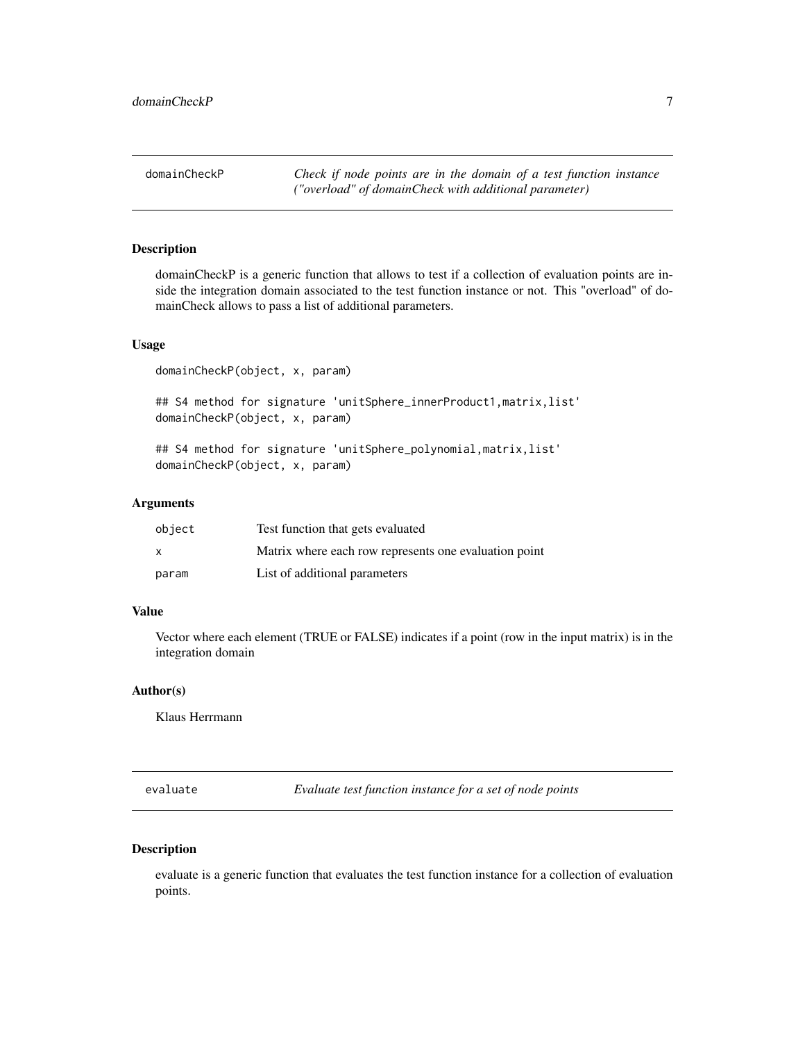## domainCheckP

*Check if node points are in the domain of a test function instance ("overload" of domainCheck with additional parameter)*

### Description

domainCheckP is a generic function that allows to test if a collection of evaluation points are inside the integration domain associated to the test function instance or not. This "overload" of domainCheck allows to pass a list of additional parameters.

### Usage

```
domainCheckP(object, x, param)

## S4 method for signature 'unitSphere_innerProduct1,matrix,list'
domainCheckP(object, x, param)

## S4 method for signature 'unitSphere_polynomial,matrix,list'
domainCheckP(object, x, param)
```

### Arguments

| | |
|---|---|
| object | Test function that gets evaluated |
| x | Matrix where each row represents one evaluation point |
| param | List of additional parameters |

### Value

Vector where each element (TRUE or FALSE) indicates if a point (row in the input matrix) is in the integration domain

### Author(s)

Klaus Herrmann

## evaluate

*Evaluate test function instance for a set of node points*

### Description

evaluate is a generic function that evaluates the test function instance for a collection of evaluation points.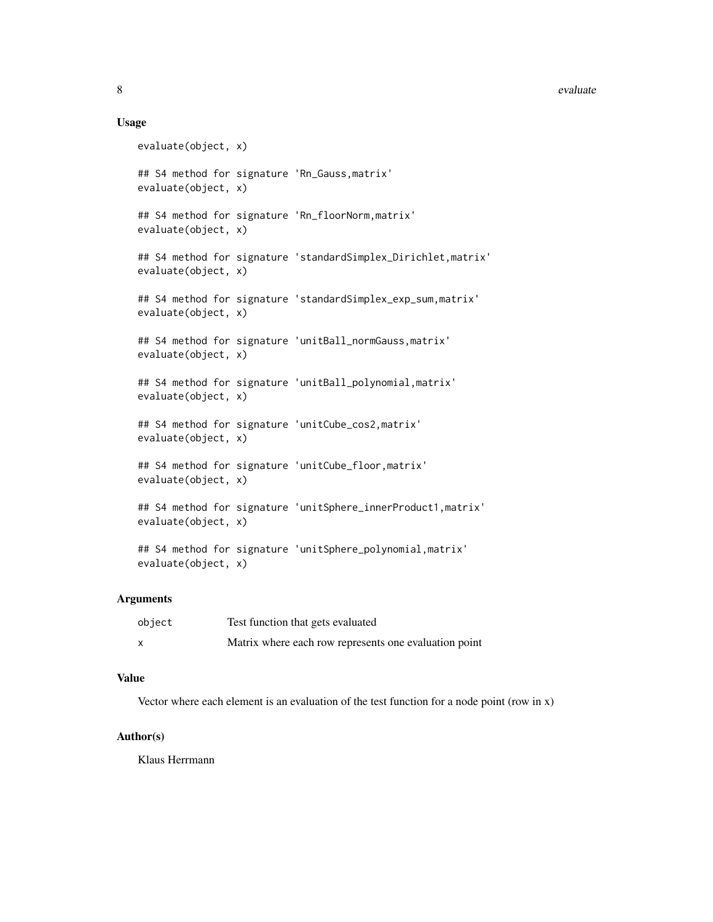## Usage

```
evaluate(object, x)

## S4 method for signature 'Rn_Gauss,matrix'
evaluate(object, x)

## S4 method for signature 'Rn_floorNorm,matrix'
evaluate(object, x)

## S4 method for signature 'standardSimplex_Dirichlet,matrix'
evaluate(object, x)

## S4 method for signature 'standardSimplex_exp_sum,matrix'
evaluate(object, x)

## S4 method for signature 'unitBall_normGauss,matrix'
evaluate(object, x)

## S4 method for signature 'unitBall_polynomial,matrix'
evaluate(object, x)

## S4 method for signature 'unitCube_cos2,matrix'
evaluate(object, x)

## S4 method for signature 'unitCube_floor,matrix'
evaluate(object, x)

## S4 method for signature 'unitSphere_innerProduct1,matrix'
evaluate(object, x)

## S4 method for signature 'unitSphere_polynomial,matrix'
evaluate(object, x)
```

## Arguments

| | |
|---|---|
| `object` | Test function that gets evaluated |
| `x` | Matrix where each row represents one evaluation point |

## Value

Vector where each element is an evaluation of the test function for a node point (row in x)

## Author(s)

Klaus Herrmann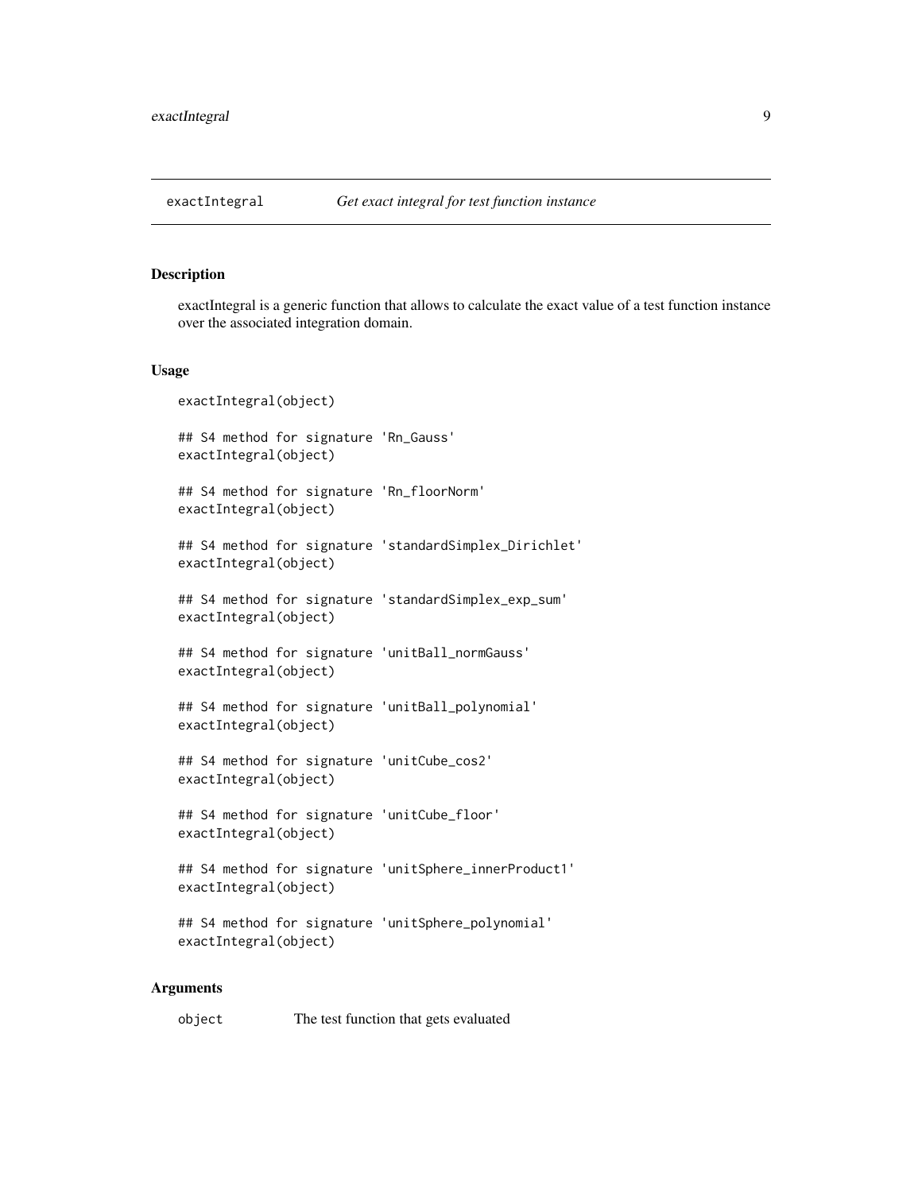# exactIntegral — *Get exact integral for test function instance*

## Description

exactIntegral is a generic function that allows to calculate the exact value of a test function instance over the associated integration domain.

## Usage

```
exactIntegral(object)

## S4 method for signature 'Rn_Gauss'
exactIntegral(object)

## S4 method for signature 'Rn_floorNorm'
exactIntegral(object)

## S4 method for signature 'standardSimplex_Dirichlet'
exactIntegral(object)

## S4 method for signature 'standardSimplex_exp_sum'
exactIntegral(object)

## S4 method for signature 'unitBall_normGauss'
exactIntegral(object)

## S4 method for signature 'unitBall_polynomial'
exactIntegral(object)

## S4 method for signature 'unitCube_cos2'
exactIntegral(object)

## S4 method for signature 'unitCube_floor'
exactIntegral(object)

## S4 method for signature 'unitSphere_innerProduct1'
exactIntegral(object)

## S4 method for signature 'unitSphere_polynomial'
exactIntegral(object)
```

## Arguments

| | |
|---|---|
| `object` | The test function that gets evaluated |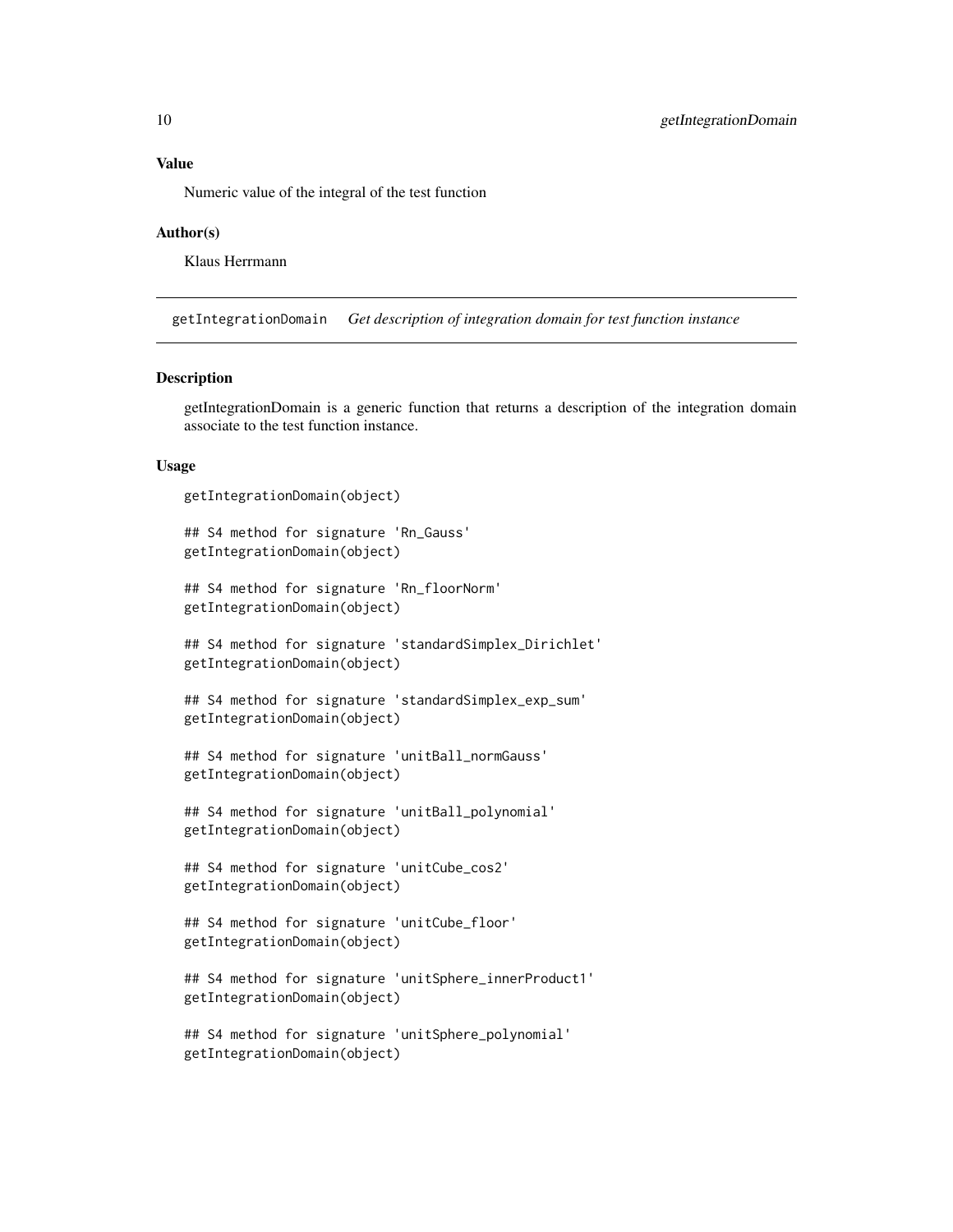### Value

Numeric value of the integral of the test function

### Author(s)

Klaus Herrmann

---

## getIntegrationDomain *Get description of integration domain for test function instance*

### Description

getIntegrationDomain is a generic function that returns a description of the integration domain associate to the test function instance.

### Usage

```
getIntegrationDomain(object)

## S4 method for signature 'Rn_Gauss'
getIntegrationDomain(object)

## S4 method for signature 'Rn_floorNorm'
getIntegrationDomain(object)

## S4 method for signature 'standardSimplex_Dirichlet'
getIntegrationDomain(object)

## S4 method for signature 'standardSimplex_exp_sum'
getIntegrationDomain(object)

## S4 method for signature 'unitBall_normGauss'
getIntegrationDomain(object)

## S4 method for signature 'unitBall_polynomial'
getIntegrationDomain(object)

## S4 method for signature 'unitCube_cos2'
getIntegrationDomain(object)

## S4 method for signature 'unitCube_floor'
getIntegrationDomain(object)

## S4 method for signature 'unitSphere_innerProduct1'
getIntegrationDomain(object)

## S4 method for signature 'unitSphere_polynomial'
getIntegrationDomain(object)
```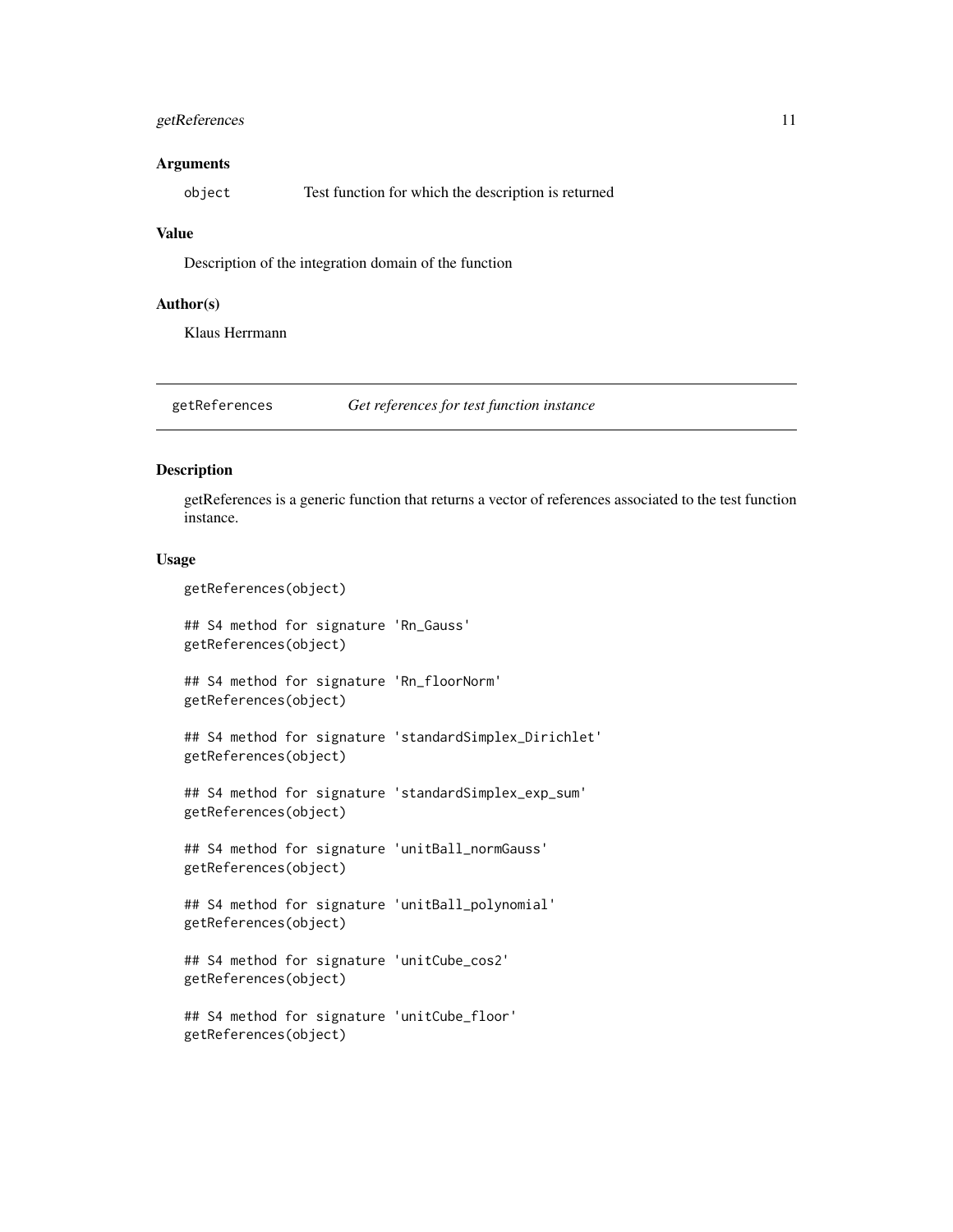## Arguments

object  Test function for which the description is returned

## Value

Description of the integration domain of the function

## Author(s)

Klaus Herrmann

---

# getReferences  *Get references for test function instance*

---

## Description

getReferences is a generic function that returns a vector of references associated to the test function instance.

## Usage

```
getReferences(object)

## S4 method for signature 'Rn_Gauss'
getReferences(object)

## S4 method for signature 'Rn_floorNorm'
getReferences(object)

## S4 method for signature 'standardSimplex_Dirichlet'
getReferences(object)

## S4 method for signature 'standardSimplex_exp_sum'
getReferences(object)

## S4 method for signature 'unitBall_normGauss'
getReferences(object)

## S4 method for signature 'unitBall_polynomial'
getReferences(object)

## S4 method for signature 'unitCube_cos2'
getReferences(object)

## S4 method for signature 'unitCube_floor'
getReferences(object)
```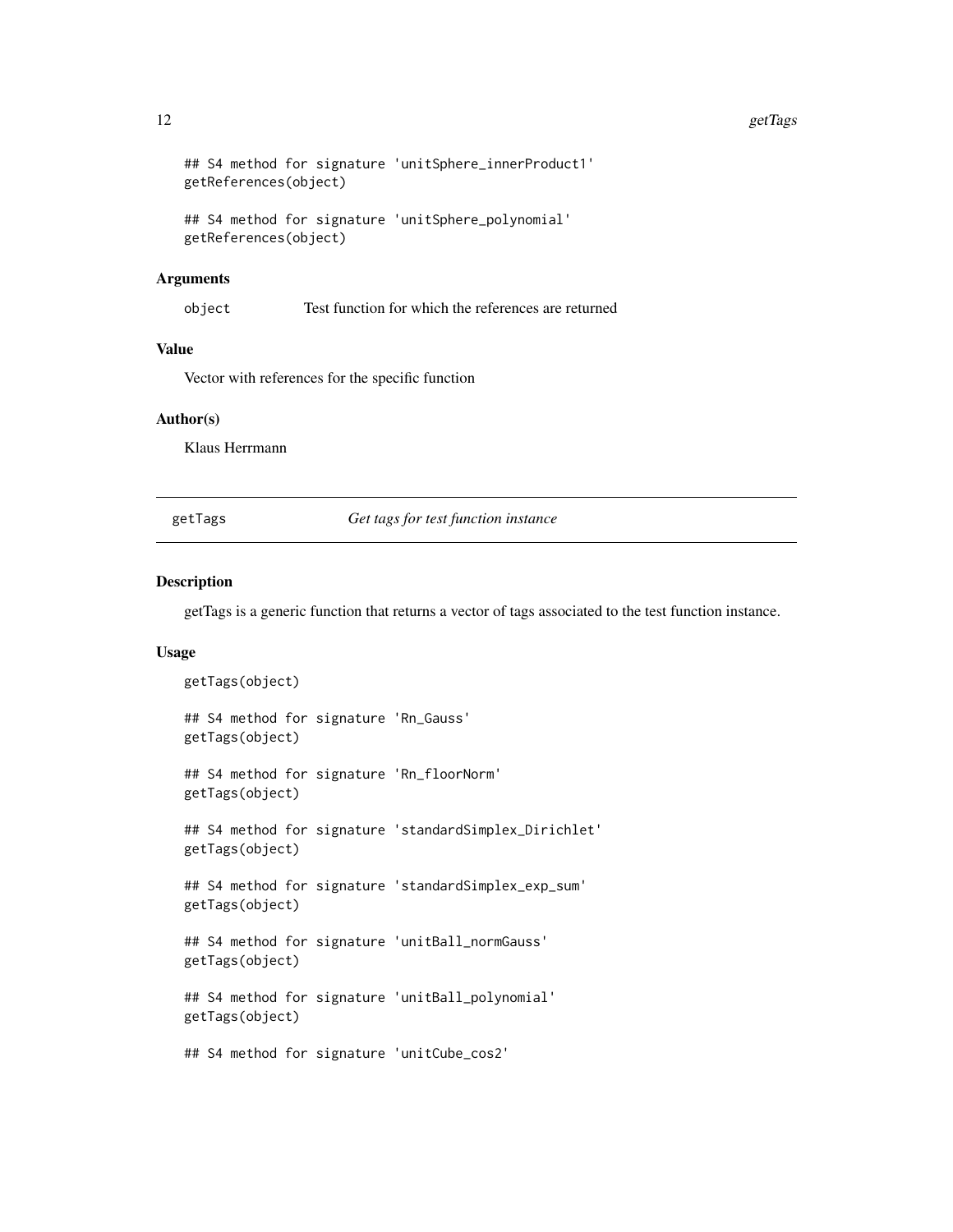```
## S4 method for signature 'unitSphere_innerProduct1'
getReferences(object)

## S4 method for signature 'unitSphere_polynomial'
getReferences(object)
```

### Arguments

object Test function for which the references are returned

### Value

Vector with references for the specific function

### Author(s)

Klaus Herrmann

---

## getTags *Get tags for test function instance*

### Description

getTags is a generic function that returns a vector of tags associated to the test function instance.

### Usage

```
getTags(object)

## S4 method for signature 'Rn_Gauss'
getTags(object)

## S4 method for signature 'Rn_floorNorm'
getTags(object)

## S4 method for signature 'standardSimplex_Dirichlet'
getTags(object)

## S4 method for signature 'standardSimplex_exp_sum'
getTags(object)

## S4 method for signature 'unitBall_normGauss'
getTags(object)

## S4 method for signature 'unitBall_polynomial'
getTags(object)

## S4 method for signature 'unitCube_cos2'
```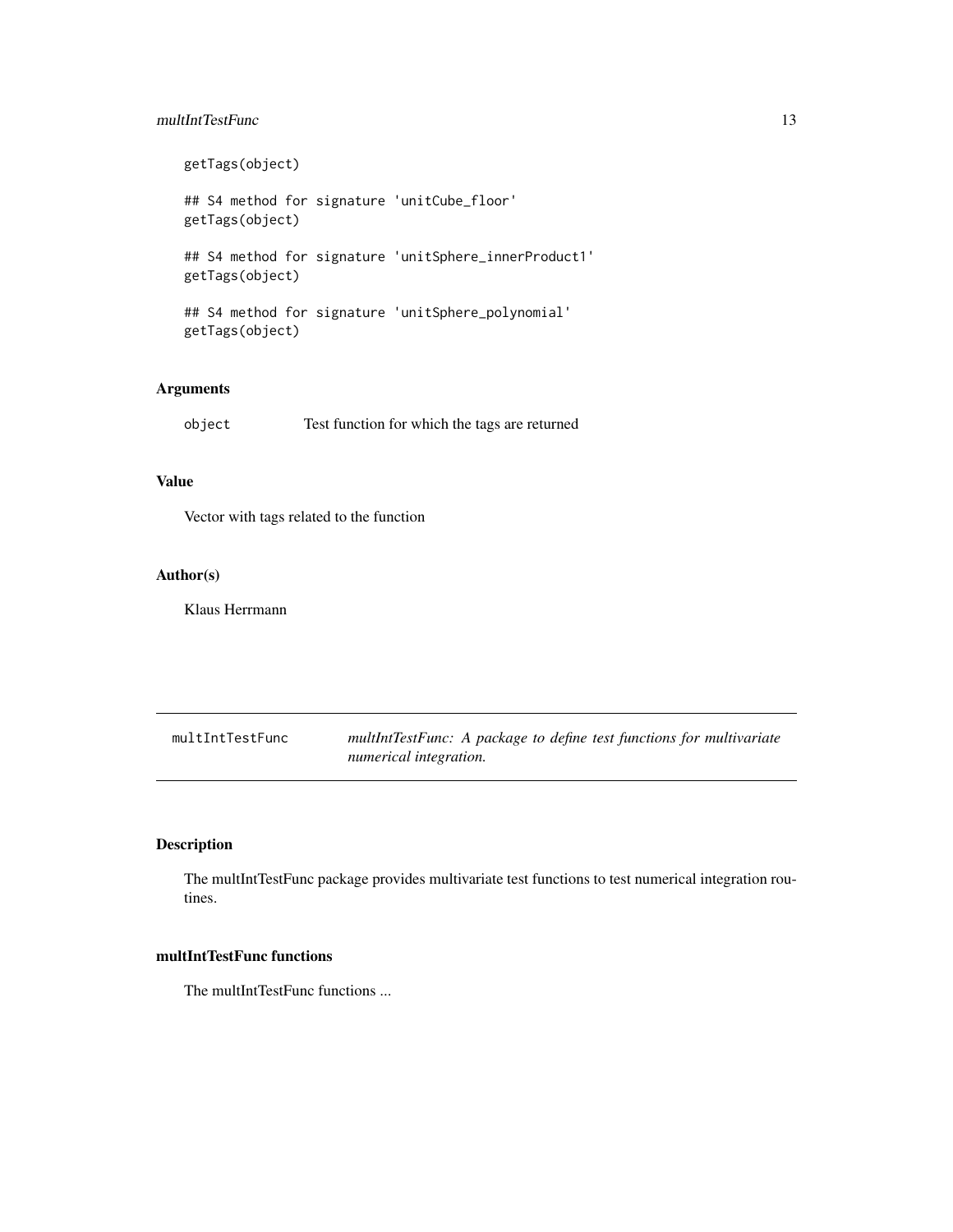```
getTags(object)

## S4 method for signature 'unitCube_floor'
getTags(object)

## S4 method for signature 'unitSphere_innerProduct1'
getTags(object)

## S4 method for signature 'unitSphere_polynomial'
getTags(object)
```

### Arguments

| | |
|---|---|
| object | Test function for which the tags are returned |

### Value

Vector with tags related to the function

### Author(s)

Klaus Herrmann

---

## multIntTestFunc — *multIntTestFunc: A package to define test functions for multivariate numerical integration.*

---

### Description

The multIntTestFunc package provides multivariate test functions to test numerical integration routines.

### multIntTestFunc functions

The multIntTestFunc functions ...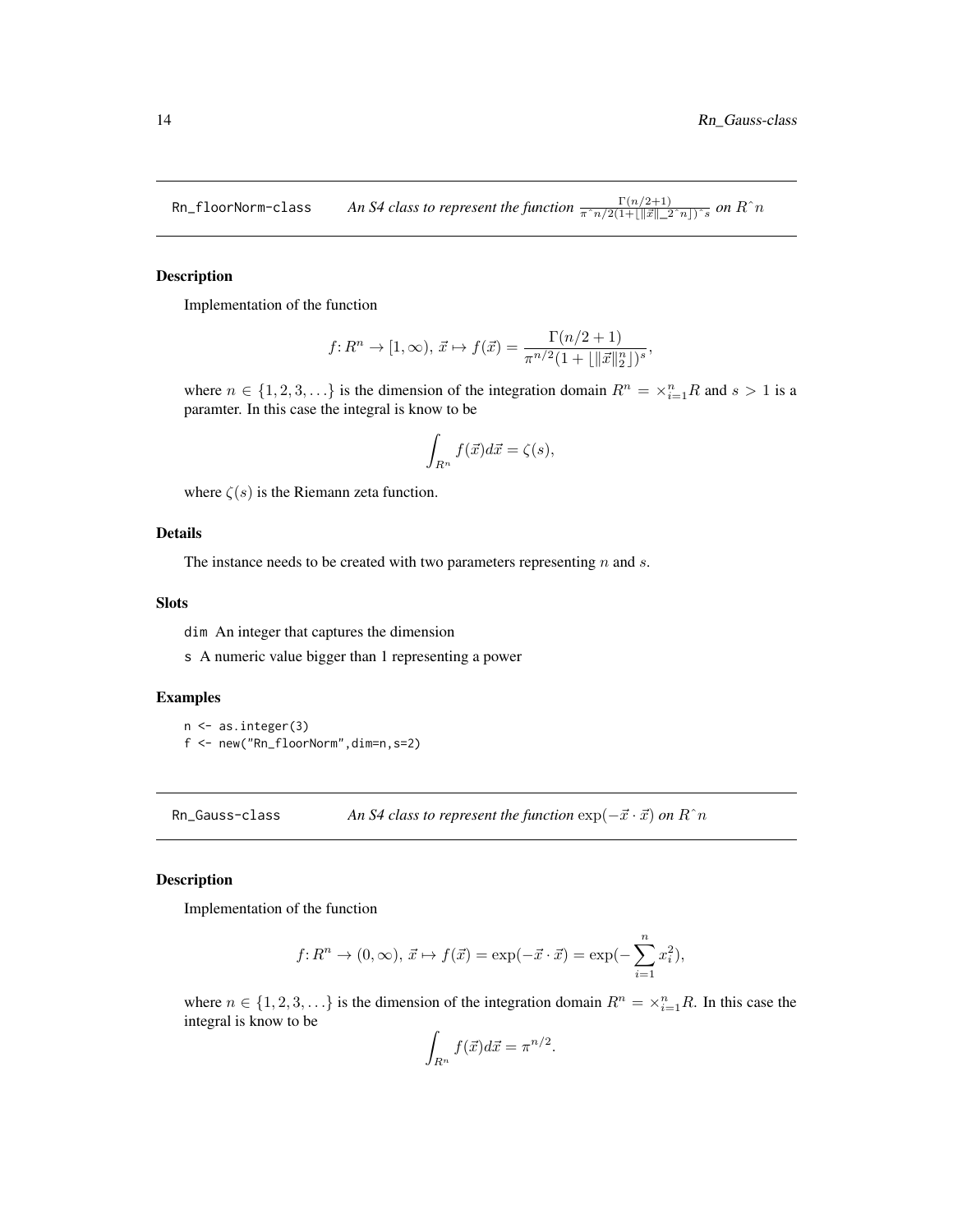## Rn_floorNorm-class — *An S4 class to represent the function* $\frac{\Gamma(n/2+1)}{\pi\hat{\ }n/2(1+\lfloor\|\vec{x}\|\_2\hat{\ }n\rfloor)\hat{\ }s}$ *on* $R\hat{\ }n$

### Description

Implementation of the function

$$f\colon R^n \to [1,\infty),\ \vec{x} \mapsto f(\vec{x}) = \frac{\Gamma(n/2+1)}{\pi^{n/2}(1+\lfloor\|\vec{x}\|_2^n\rfloor)^s},$$

where $n \in \{1,2,3,\ldots\}$ is the dimension of the integration domain $R^n = \times_{i=1}^n R$ and $s > 1$ is a paramter. In this case the integral is know to be

$$\int_{R^n} f(\vec{x})d\vec{x} = \zeta(s),$$

where $\zeta(s)$ is the Riemann zeta function.

### Details

The instance needs to be created with two parameters representing $n$ and $s$.

### Slots

dim An integer that captures the dimension

s A numeric value bigger than 1 representing a power

### Examples

```
n <- as.integer(3)
f <- new("Rn_floorNorm",dim=n,s=2)
```

## Rn_Gauss-class — *An S4 class to represent the function* $\exp(-\vec{x}\cdot\vec{x})$ *on* $R\hat{\ }n$

### Description

Implementation of the function

$$f\colon R^n \to (0,\infty),\ \vec{x} \mapsto f(\vec{x}) = \exp(-\vec{x}\cdot\vec{x}) = \exp(-\sum_{i=1}^n x_i^2),$$

where $n \in \{1,2,3,\ldots\}$ is the dimension of the integration domain $R^n = \times_{i=1}^n R$. In this case the integral is know to be

$$\int_{R^n} f(\vec{x})d\vec{x} = \pi^{n/2}.$$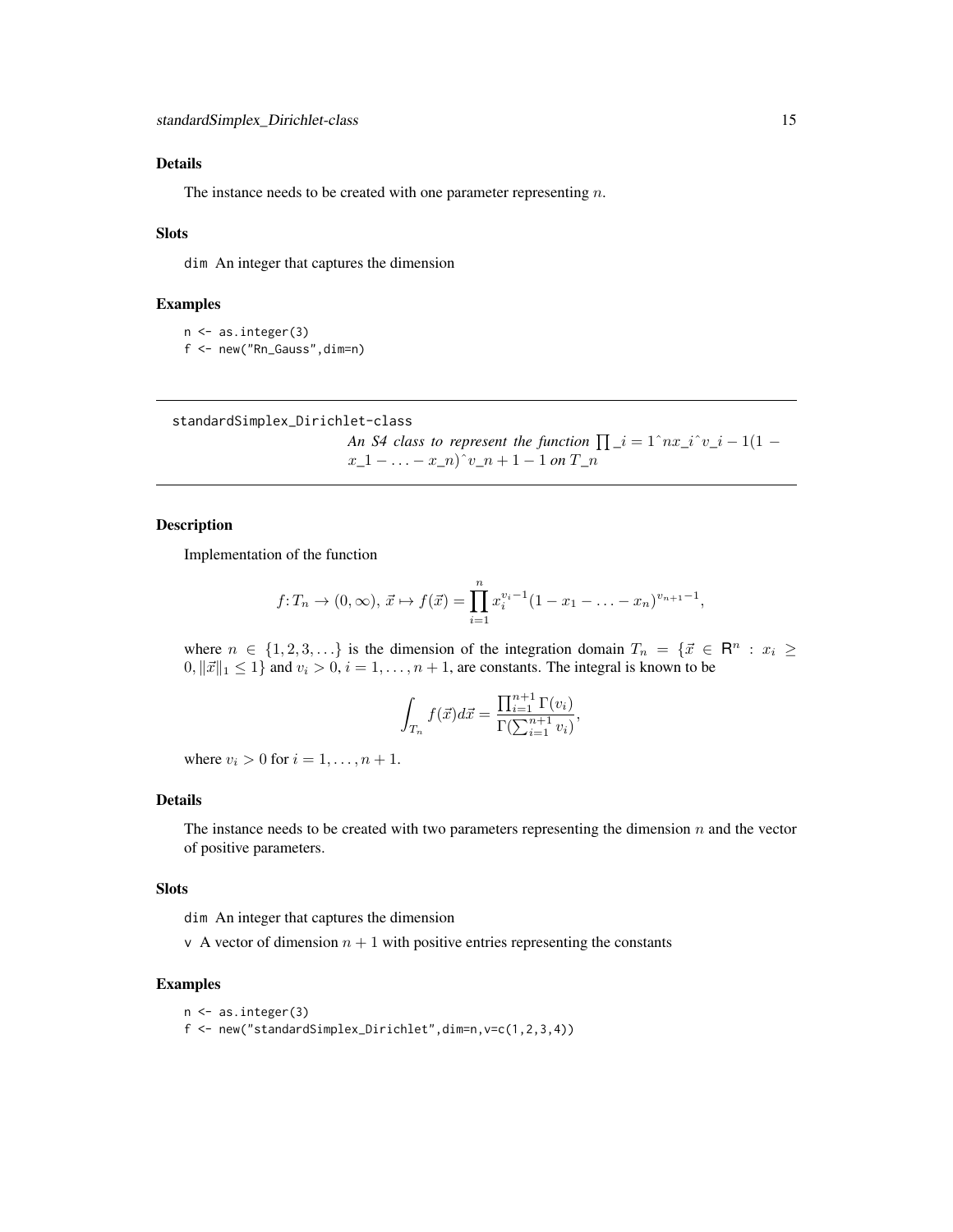### Details

The instance needs to be created with one parameter representing $n$.

### Slots

dim An integer that captures the dimension

### Examples

```
n <- as.integer(3)
f <- new("Rn_Gauss",dim=n)
```

---

## standardSimplex_Dirichlet-class

*An S4 class to represent the function* $\prod$ *_i = 1^nx_i^v_i − 1(1 − x_1 − . . . − x_n)^v_n + 1 − 1 on T_n*

---

### Description

Implementation of the function

$$f : T_n \to (0, \infty),\ \vec{x} \mapsto f(\vec{x}) = \prod_{i=1}^{n} x_i^{v_i - 1}(1 - x_1 - \ldots - x_n)^{v_{n+1} - 1},$$

where $n \in \{1, 2, 3, \ldots\}$ is the dimension of the integration domain $T_n = \{\vec{x} \in \mathsf{R}^n : x_i \geq 0, \|\vec{x}\|_1 \leq 1\}$ and $v_i > 0$, $i = 1, \ldots, n+1$, are constants. The integral is known to be

$$\int_{T_n} f(\vec{x}) d\vec{x} = \frac{\prod_{i=1}^{n+1} \Gamma(v_i)}{\Gamma(\sum_{i=1}^{n+1} v_i)},$$

where $v_i > 0$ for $i = 1, \ldots, n+1$.

### Details

The instance needs to be created with two parameters representing the dimension $n$ and the vector of positive parameters.

### Slots

dim An integer that captures the dimension

v A vector of dimension $n + 1$ with positive entries representing the constants

### Examples

```
n <- as.integer(3)
f <- new("standardSimplex_Dirichlet",dim=n,v=c(1,2,3,4))
```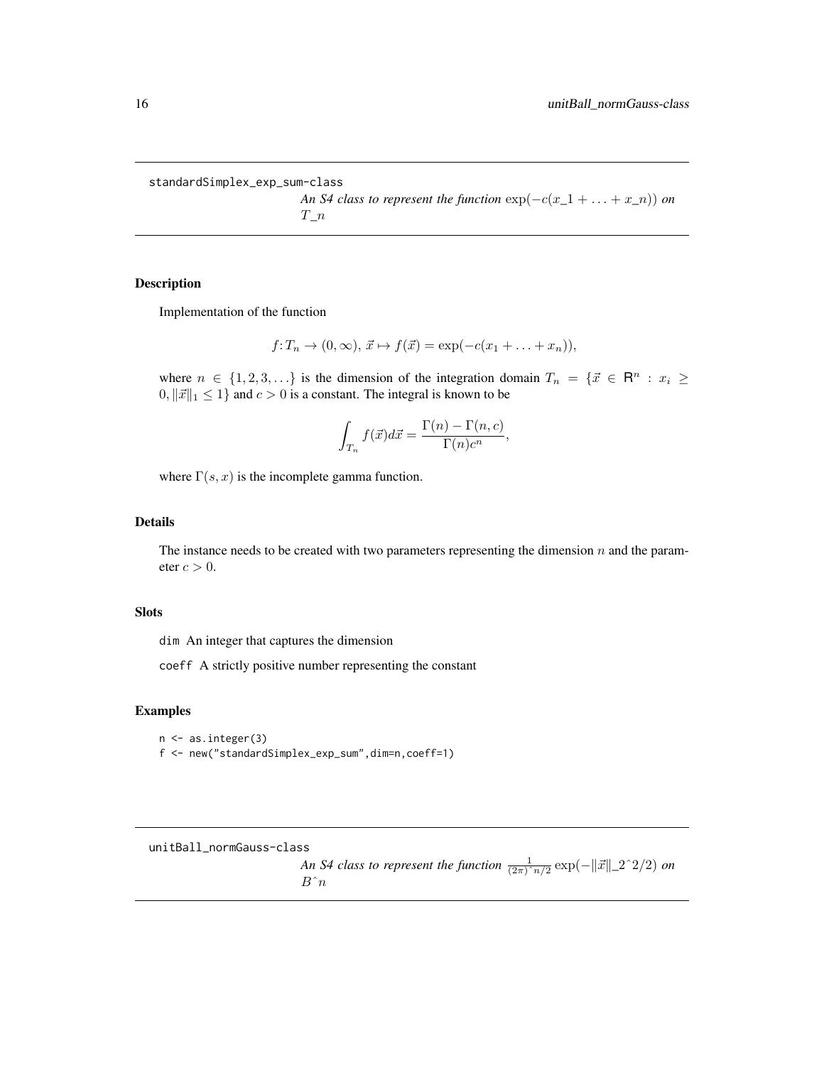## standardSimplex_exp_sum-class

*An S4 class to represent the function $\exp(-c(x\_1 + \ldots + x\_n))$ on $T\_n$*

### Description

Implementation of the function

$$f\colon T_n \to (0, \infty),\ \vec{x} \mapsto f(\vec{x}) = \exp(-c(x_1 + \ldots + x_n)),$$

where $n \in \{1, 2, 3, \ldots\}$ is the dimension of the integration domain $T_n = \{\vec{x} \in \mathsf{R}^n : x_i \geq 0, \|\vec{x}\|_1 \leq 1\}$ and $c > 0$ is a constant. The integral is known to be

$$\int_{T_n} f(\vec{x}) d\vec{x} = \frac{\Gamma(n) - \Gamma(n, c)}{\Gamma(n) c^n},$$

where $\Gamma(s, x)$ is the incomplete gamma function.

### Details

The instance needs to be created with two parameters representing the dimension $n$ and the parameter $c > 0$.

### Slots

dim An integer that captures the dimension

coeff A strictly positive number representing the constant

### Examples

```
n <- as.integer(3)
f <- new("standardSimplex_exp_sum",dim=n,coeff=1)
```

## unitBall_normGauss-class

*An S4 class to represent the function $\frac{1}{(2\pi)\hat{}n/2} \exp(-\|\vec{x}\|\_2\hat{}2/2)$ on $B\hat{}n$*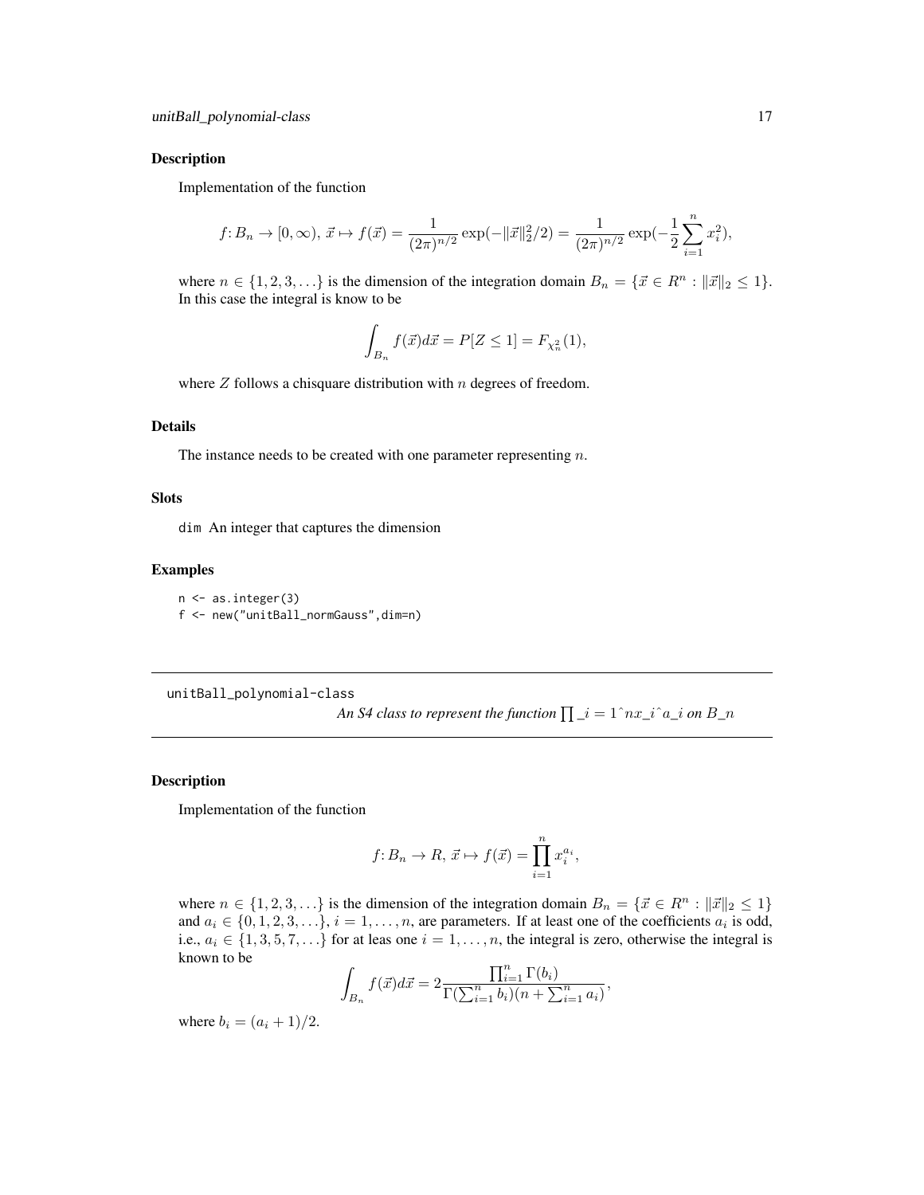### Description

Implementation of the function

$$f\colon B_n \to [0,\infty),\ \vec{x} \mapsto f(\vec{x}) = \frac{1}{(2\pi)^{n/2}} \exp(-\|\vec{x}\|_2^2/2) = \frac{1}{(2\pi)^{n/2}} \exp(-\frac{1}{2}\sum_{i=1}^{n} x_i^2),$$

where $n \in \{1, 2, 3, \ldots\}$ is the dimension of the integration domain $B_n = \{\vec{x} \in R^n : \|\vec{x}\|_2 \leq 1\}$. In this case the integral is know to be

$$\int_{B_n} f(\vec{x}) d\vec{x} = P[Z \leq 1] = F_{\chi^2_n}(1),$$

where $Z$ follows a chisquare distribution with $n$ degrees of freedom.

### Details

The instance needs to be created with one parameter representing $n$.

### Slots

dim An integer that captures the dimension

### Examples

```
n <- as.integer(3)
f <- new("unitBall_normGauss",dim=n)
```

---

## unitBall_polynomial-class

*An S4 class to represent the function* $\prod$ *_i = 1^nx_i^a_i on B_n*

### Description

Implementation of the function

$$f\colon B_n \to R,\ \vec{x} \mapsto f(\vec{x}) = \prod_{i=1}^{n} x_i^{a_i},$$

where $n \in \{1, 2, 3, \ldots\}$ is the dimension of the integration domain $B_n = \{\vec{x} \in R^n : \|\vec{x}\|_2 \leq 1\}$ and $a_i \in \{0, 1, 2, 3, \ldots\}$, $i = 1, \ldots, n$, are parameters. If at least one of the coefficients $a_i$ is odd, i.e., $a_i \in \{1, 3, 5, 7, \ldots\}$ for at leas one $i = 1, \ldots, n$, the integral is zero, otherwise the integral is known to be

$$\int_{B_n} f(\vec{x}) d\vec{x} = 2\frac{\prod_{i=1}^{n} \Gamma(b_i)}{\Gamma(\sum_{i=1}^{n} b_i)(n + \sum_{i=1}^{n} a_i)},$$

where $b_i = (a_i + 1)/2$.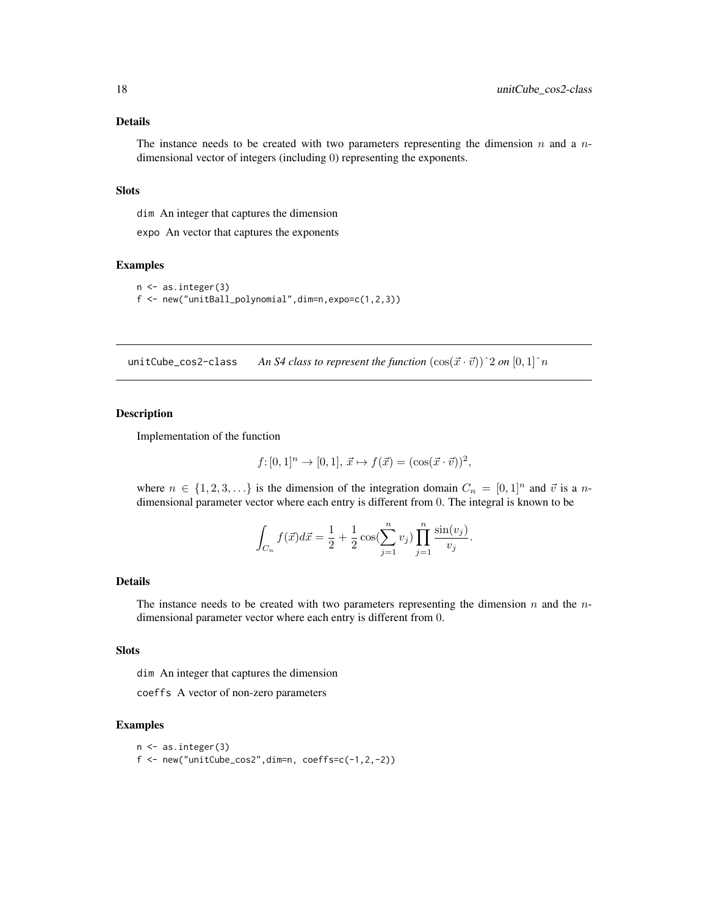## Details

The instance needs to be created with two parameters representing the dimension $n$ and a $n$-dimensional vector of integers (including 0) representing the exponents.

## Slots

dim An integer that captures the dimension

expo An vector that captures the exponents

## Examples

```
n <- as.integer(3)
f <- new("unitBall_polynomial",dim=n,expo=c(1,2,3))
```

---

# unitCube_cos2-class *An S4 class to represent the function* $(\cos(\vec{x} \cdot \vec{v}))\hat{}2$ *on* $[0,1]\hat{}n$

## Description

Implementation of the function

$$f\colon [0,1]^n \to [0,1],\ \vec{x} \mapsto f(\vec{x}) = (\cos(\vec{x} \cdot \vec{v}))^2,$$

where $n \in \{1, 2, 3, \ldots\}$ is the dimension of the integration domain $C_n = [0,1]^n$ and $\vec{v}$ is a $n$-dimensional parameter vector where each entry is different from 0. The integral is known to be

$$\int_{C_n} f(\vec{x}) d\vec{x} = \frac{1}{2} + \frac{1}{2}\cos(\sum_{j=1}^{n} v_j) \prod_{j=1}^{n} \frac{\sin(v_j)}{v_j}.$$

## Details

The instance needs to be created with two parameters representing the dimension $n$ and the $n$-dimensional parameter vector where each entry is different from 0.

## Slots

dim An integer that captures the dimension

coeffs A vector of non-zero parameters

## Examples

```
n <- as.integer(3)
f <- new("unitCube_cos2",dim=n, coeffs=c(-1,2,-2))
```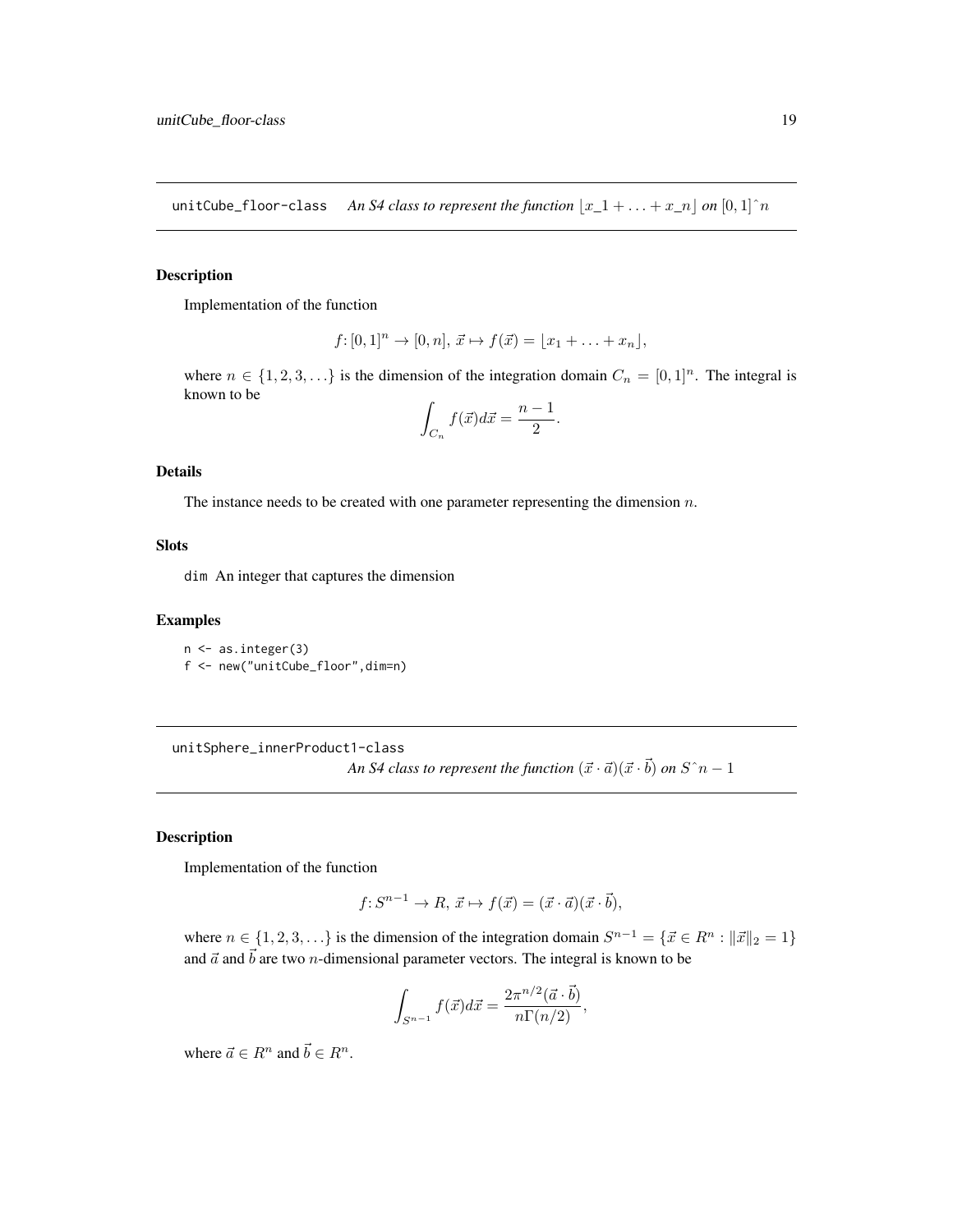unitCube_floor-class    *An S4 class to represent the function* $\lfloor x\_1 + \ldots + x\_n \rfloor$ *on* $[0, 1]\hat{}n$

## Description

Implementation of the function

$$f \colon [0,1]^n \to [0,n],\ \vec{x} \mapsto f(\vec{x}) = \lfloor x_1 + \ldots + x_n \rfloor,$$

where $n \in \{1, 2, 3, \ldots\}$ is the dimension of the integration domain $C_n = [0, 1]^n$. The integral is known to be

$$\int_{C_n} f(\vec{x}) d\vec{x} = \frac{n-1}{2}.$$

## Details

The instance needs to be created with one parameter representing the dimension $n$.

## Slots

dim An integer that captures the dimension

## Examples

```
n <- as.integer(3)
f <- new("unitCube_floor",dim=n)
```

unitSphere_innerProduct1-class    *An S4 class to represent the function* $(\vec{x} \cdot \vec{a})(\vec{x} \cdot \vec{b})$ *on* $S\hat{}n - 1$

## Description

Implementation of the function

$$f \colon S^{n-1} \to R,\ \vec{x} \mapsto f(\vec{x}) = (\vec{x} \cdot \vec{a})(\vec{x} \cdot \vec{b}),$$

where $n \in \{1, 2, 3, \ldots\}$ is the dimension of the integration domain $S^{n-1} = \{\vec{x} \in R^n : \|\vec{x}\|_2 = 1\}$ and $\vec{a}$ and $\vec{b}$ are two $n$-dimensional parameter vectors. The integral is known to be

$$\int_{S^{n-1}} f(\vec{x}) d\vec{x} = \frac{2\pi^{n/2}(\vec{a} \cdot \vec{b})}{n\Gamma(n/2)},$$

where $\vec{a} \in R^n$ and $\vec{b} \in R^n$.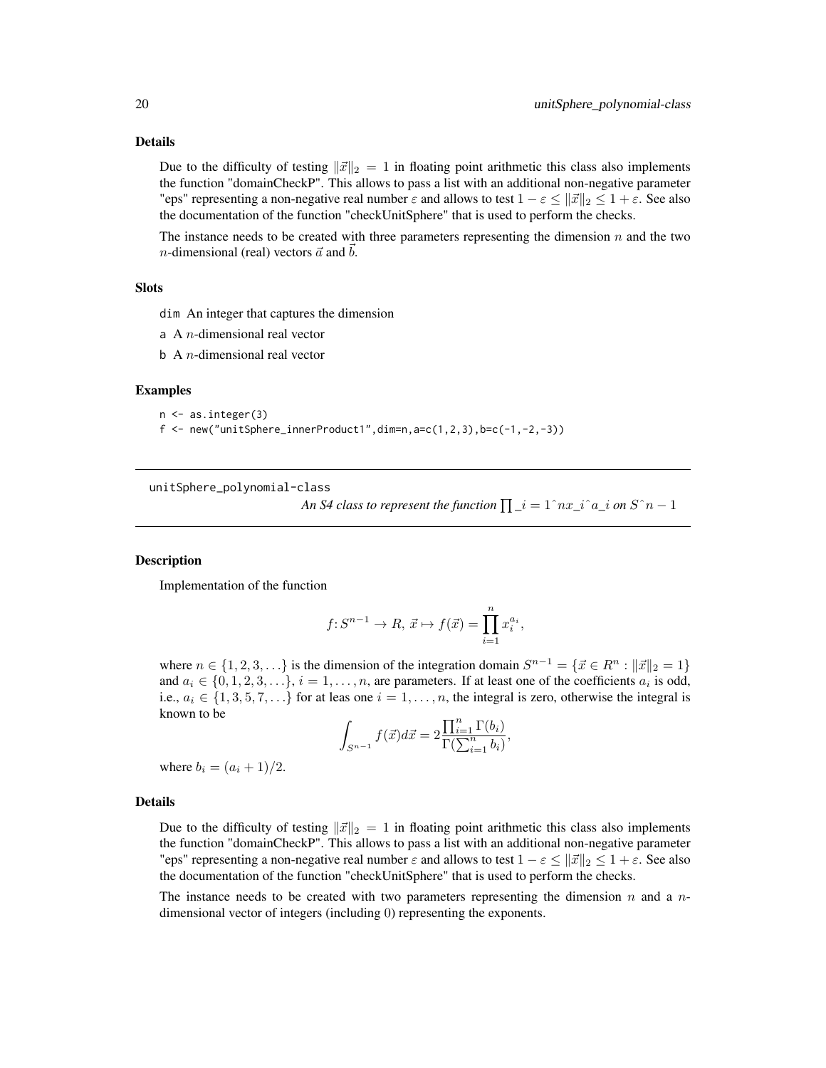### Details

Due to the difficulty of testing $\|\vec{x}\|_2 = 1$ in floating point arithmetic this class also implements the function "domainCheckP". This allows to pass a list with an additional non-negative parameter "eps" representing a non-negative real number $\varepsilon$ and allows to test $1 - \varepsilon \leq \|\vec{x}\|_2 \leq 1 + \varepsilon$. See also the documentation of the function "checkUnitSphere" that is used to perform the checks.

The instance needs to be created with three parameters representing the dimension $n$ and the two $n$-dimensional (real) vectors $\vec{a}$ and $\vec{b}$.

### Slots

dim An integer that captures the dimension

a A $n$-dimensional real vector

b A $n$-dimensional real vector

### Examples

```
n <- as.integer(3)
f <- new("unitSphere_innerProduct1",dim=n,a=c(1,2,3),b=c(-1,-2,-3))
```

---

## unitSphere_polynomial-class

*An S4 class to represent the function $\prod\_i = 1\hat{}nx\_i\hat{}a\_i$ on $S\hat{}n - 1$*

### Description

Implementation of the function

$$f\colon S^{n-1} \to R,\ \vec{x} \mapsto f(\vec{x}) = \prod_{i=1}^{n} x_i^{a_i},$$

where $n \in \{1, 2, 3, \ldots\}$ is the dimension of the integration domain $S^{n-1} = \{\vec{x} \in R^n : \|\vec{x}\|_2 = 1\}$ and $a_i \in \{0, 1, 2, 3, \ldots\}$, $i = 1, \ldots, n$, are parameters. If at least one of the coefficients $a_i$ is odd, i.e., $a_i \in \{1, 3, 5, 7, \ldots\}$ for at leas one $i = 1, \ldots, n$, the integral is zero, otherwise the integral is known to be

$$\int_{S^{n-1}} f(\vec{x}) d\vec{x} = 2 \frac{\prod_{i=1}^{n} \Gamma(b_i)}{\Gamma(\sum_{i=1}^{n} b_i)},$$

where $b_i = (a_i + 1)/2$.

### Details

Due to the difficulty of testing $\|\vec{x}\|_2 = 1$ in floating point arithmetic this class also implements the function "domainCheckP". This allows to pass a list with an additional non-negative parameter "eps" representing a non-negative real number $\varepsilon$ and allows to test $1 - \varepsilon \leq \|\vec{x}\|_2 \leq 1 + \varepsilon$. See also the documentation of the function "checkUnitSphere" that is used to perform the checks.

The instance needs to be created with two parameters representing the dimension $n$ and a $n$-dimensional vector of integers (including 0) representing the exponents.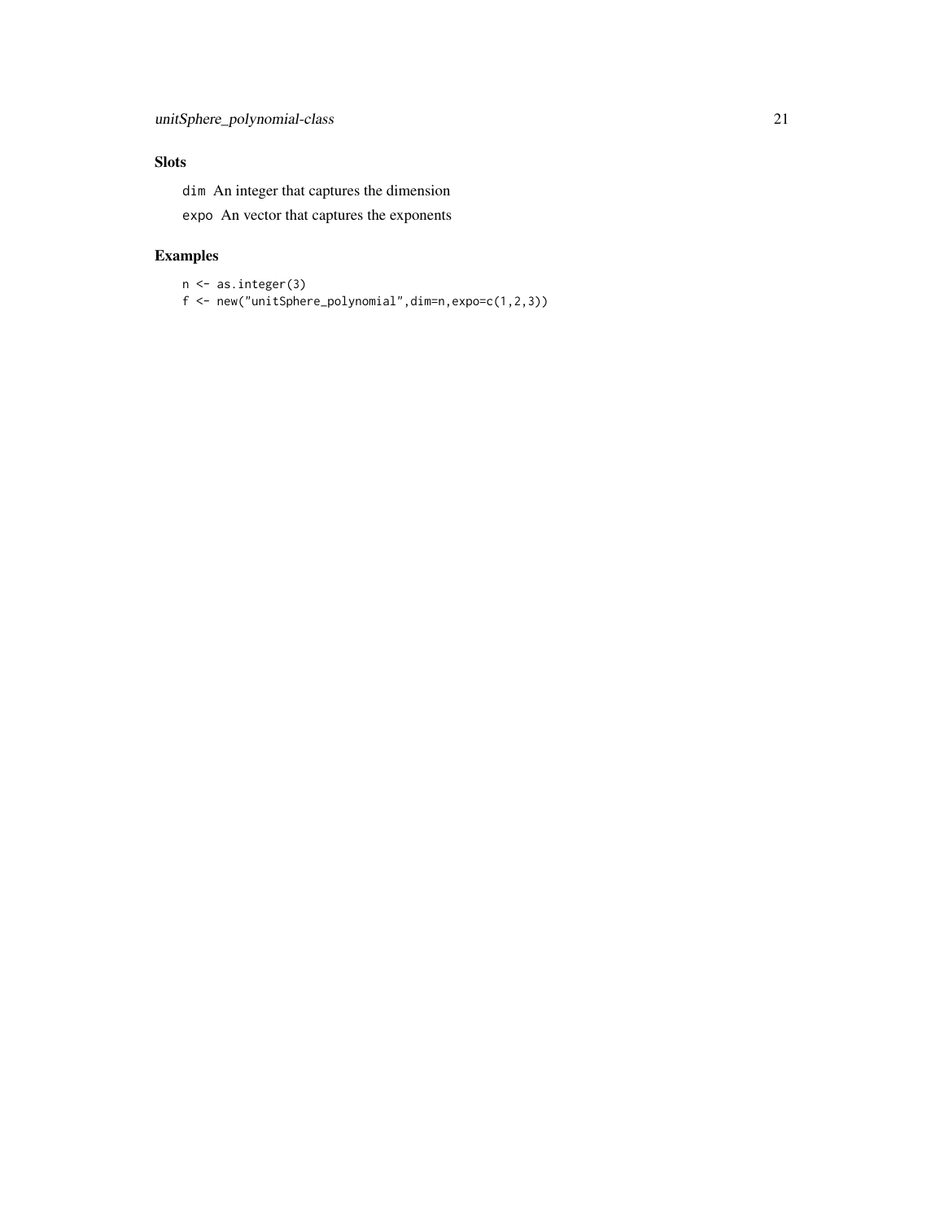## Slots

`dim` An integer that captures the dimension

`expo` An vector that captures the exponents

## Examples

```
n <- as.integer(3)
f <- new("unitSphere_polynomial",dim=n,expo=c(1,2,3))
```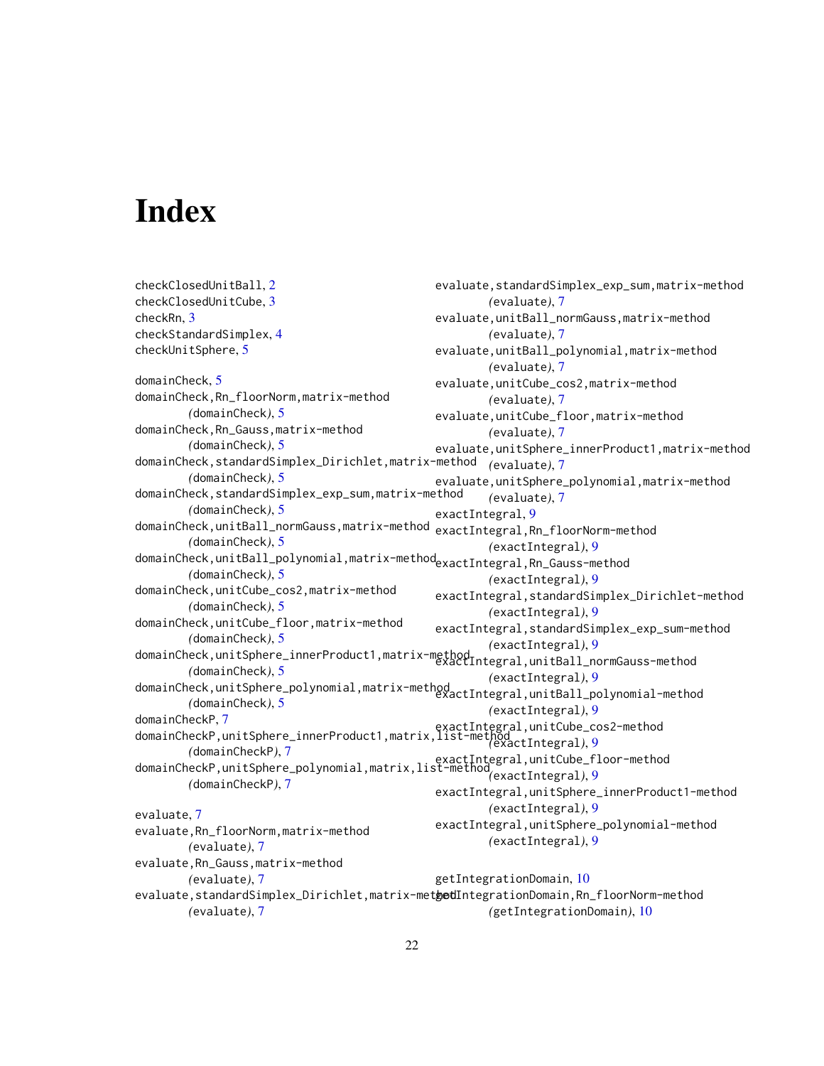# Index

checkClosedUnitBall, 2
checkClosedUnitCube, 3
checkRn, 3
checkStandardSimplex, 4
checkUnitSphere, 5

domainCheck, 5
domainCheck,Rn_floorNorm,matrix-method *(domainCheck)*, 5
domainCheck,Rn_Gauss,matrix-method *(domainCheck)*, 5
domainCheck,standardSimplex_Dirichlet,matrix-method *(domainCheck)*, 5
domainCheck,standardSimplex_exp_sum,matrix-method *(domainCheck)*, 5
domainCheck,unitBall_normGauss,matrix-method *(domainCheck)*, 5
domainCheck,unitBall_polynomial,matrix-method *(domainCheck)*, 5
domainCheck,unitCube_cos2,matrix-method *(domainCheck)*, 5
domainCheck,unitCube_floor,matrix-method *(domainCheck)*, 5
domainCheck,unitSphere_innerProduct1,matrix-method *(domainCheck)*, 5
domainCheck,unitSphere_polynomial,matrix-method *(domainCheck)*, 5
domainCheckP, 7
domainCheckP,unitSphere_innerProduct1,matrix,list-method *(domainCheckP)*, 7
domainCheckP,unitSphere_polynomial,matrix,list-method *(domainCheckP)*, 7

evaluate, 7
evaluate,Rn_floorNorm,matrix-method *(evaluate)*, 7
evaluate,Rn_Gauss,matrix-method *(evaluate)*, 7
evaluate,standardSimplex_Dirichlet,matrix-method *(evaluate)*, 7
evaluate,standardSimplex_exp_sum,matrix-method *(evaluate)*, 7
evaluate,unitBall_normGauss,matrix-method *(evaluate)*, 7
evaluate,unitBall_polynomial,matrix-method *(evaluate)*, 7
evaluate,unitCube_cos2,matrix-method *(evaluate)*, 7
evaluate,unitCube_floor,matrix-method *(evaluate)*, 7
evaluate,unitSphere_innerProduct1,matrix-method *(evaluate)*, 7
evaluate,unitSphere_polynomial,matrix-method *(evaluate)*, 7
exactIntegral, 9
exactIntegral,Rn_floorNorm-method *(exactIntegral)*, 9
exactIntegral,Rn_Gauss-method *(exactIntegral)*, 9
exactIntegral,standardSimplex_Dirichlet-method *(exactIntegral)*, 9
exactIntegral,standardSimplex_exp_sum-method *(exactIntegral)*, 9
exactIntegral,unitBall_normGauss-method *(exactIntegral)*, 9
exactIntegral,unitBall_polynomial-method *(exactIntegral)*, 9
exactIntegral,unitCube_cos2-method *(exactIntegral)*, 9
exactIntegral,unitCube_floor-method *(exactIntegral)*, 9
exactIntegral,unitSphere_innerProduct1-method *(exactIntegral)*, 9
exactIntegral,unitSphere_polynomial-method *(exactIntegral)*, 9

getIntegrationDomain, 10
getIntegrationDomain,Rn_floorNorm-method *(getIntegrationDomain)*, 10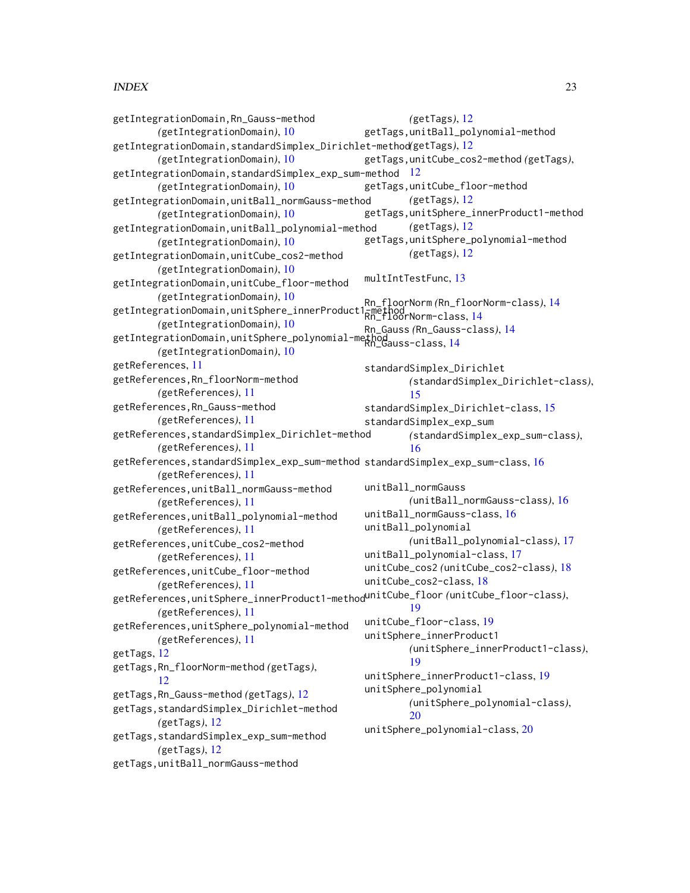getIntegrationDomain,Rn_Gauss-method
*(getIntegrationDomain)*, 10
getIntegrationDomain,standardSimplex_Dirichlet-method
*(getIntegrationDomain)*, 10
getIntegrationDomain,standardSimplex_exp_sum-method
*(getIntegrationDomain)*, 10
getIntegrationDomain,unitBall_normGauss-method
*(getIntegrationDomain)*, 10
getIntegrationDomain,unitBall_polynomial-method
*(getIntegrationDomain)*, 10
getIntegrationDomain,unitCube_cos2-method
*(getIntegrationDomain)*, 10
getIntegrationDomain,unitCube_floor-method
*(getIntegrationDomain)*, 10
getIntegrationDomain,unitSphere_innerProduct1-method
*(getIntegrationDomain)*, 10
getIntegrationDomain,unitSphere_polynomial-method
*(getIntegrationDomain)*, 10
getReferences, 11
getReferences,Rn_floorNorm-method
*(getReferences)*, 11
getReferences,Rn_Gauss-method
*(getReferences)*, 11
getReferences,standardSimplex_Dirichlet-method
*(getReferences)*, 11
getReferences,standardSimplex_exp_sum-method
*(getReferences)*, 11
getReferences,unitBall_normGauss-method
*(getReferences)*, 11
getReferences,unitBall_polynomial-method
*(getReferences)*, 11
getReferences,unitCube_cos2-method
*(getReferences)*, 11
getReferences,unitCube_floor-method
*(getReferences)*, 11
getReferences,unitSphere_innerProduct1-method
*(getReferences)*, 11
getReferences,unitSphere_polynomial-method
*(getReferences)*, 11
getTags, 12
getTags,Rn_floorNorm-method *(getTags)*, 12
getTags,Rn_Gauss-method *(getTags)*, 12
getTags,standardSimplex_Dirichlet-method
*(getTags)*, 12
getTags,standardSimplex_exp_sum-method
*(getTags)*, 12
getTags,unitBall_normGauss-method
*(getTags)*, 12
getTags,unitBall_polynomial-method
*(getTags)*, 12
getTags,unitCube_cos2-method *(getTags)*, 12
getTags,unitCube_floor-method
*(getTags)*, 12
getTags,unitSphere_innerProduct1-method
*(getTags)*, 12
getTags,unitSphere_polynomial-method
*(getTags)*, 12

multIntTestFunc, 13

Rn_floorNorm *(Rn_floorNorm-class)*, 14
Rn_floorNorm-class, 14
Rn_Gauss *(Rn_Gauss-class)*, 14
Rn_Gauss-class, 14

standardSimplex_Dirichlet
*(standardSimplex_Dirichlet-class)*, 15
standardSimplex_Dirichlet-class, 15
standardSimplex_exp_sum
*(standardSimplex_exp_sum-class)*, 16
standardSimplex_exp_sum-class, 16

unitBall_normGauss
*(unitBall_normGauss-class)*, 16
unitBall_normGauss-class, 16
unitBall_polynomial
*(unitBall_polynomial-class)*, 17
unitBall_polynomial-class, 17
unitCube_cos2 *(unitCube_cos2-class)*, 18
unitCube_cos2-class, 18
unitCube_floor *(unitCube_floor-class)*, 19
unitCube_floor-class, 19
unitSphere_innerProduct1
*(unitSphere_innerProduct1-class)*, 19
unitSphere_innerProduct1-class, 19
unitSphere_polynomial
*(unitSphere_polynomial-class)*, 20
unitSphere_polynomial-class, 20